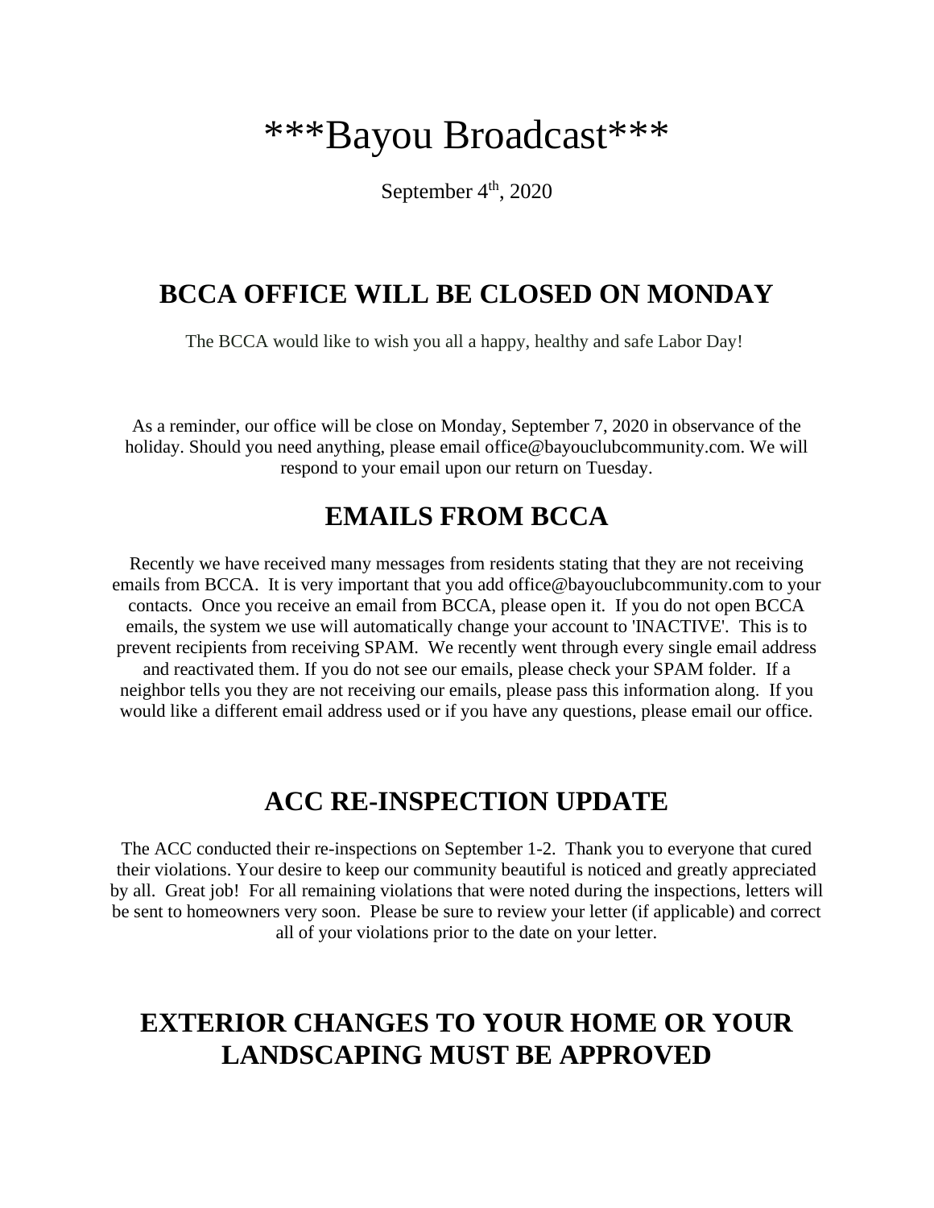# ***Bayou Broadcast***

September 4th, 2020

## BCCA OFFICE WILL BE CLOSED ON MONDAY

The BCCA would like to wish you all a happy, healthy and safe Labor Day!

As a reminder, our office will be close on Monday, September 7, 2020 in observance of the holiday. Should you need anything, please email office@bayouclubcommunity.com. We will respond to your email upon our return on Tuesday.

## EMAILS FROM BCCA

Recently we have received many messages from residents stating that they are not receiving emails from BCCA. It is very important that you add office@bayouclubcommunity.com to your contacts. Once you receive an email from BCCA, please open it. If you do not open BCCA emails, the system we use will automatically change your account to 'INACTIVE'. This is to prevent recipients from receiving SPAM. We recently went through every single email address and reactivated them. If you do not see our emails, please check your SPAM folder. If a neighbor tells you they are not receiving our emails, please pass this information along. If you would like a different email address used or if you have any questions, please email our office.

## ACC RE-INSPECTION UPDATE

The ACC conducted their re-inspections on September 1-2. Thank you to everyone that cured their violations. Your desire to keep our community beautiful is noticed and greatly appreciated by all. Great job! For all remaining violations that were noted during the inspections, letters will be sent to homeowners very soon. Please be sure to review your letter (if applicable) and correct all of your violations prior to the date on your letter.

## EXTERIOR CHANGES TO YOUR HOME OR YOUR LANDSCAPING MUST BE APPROVED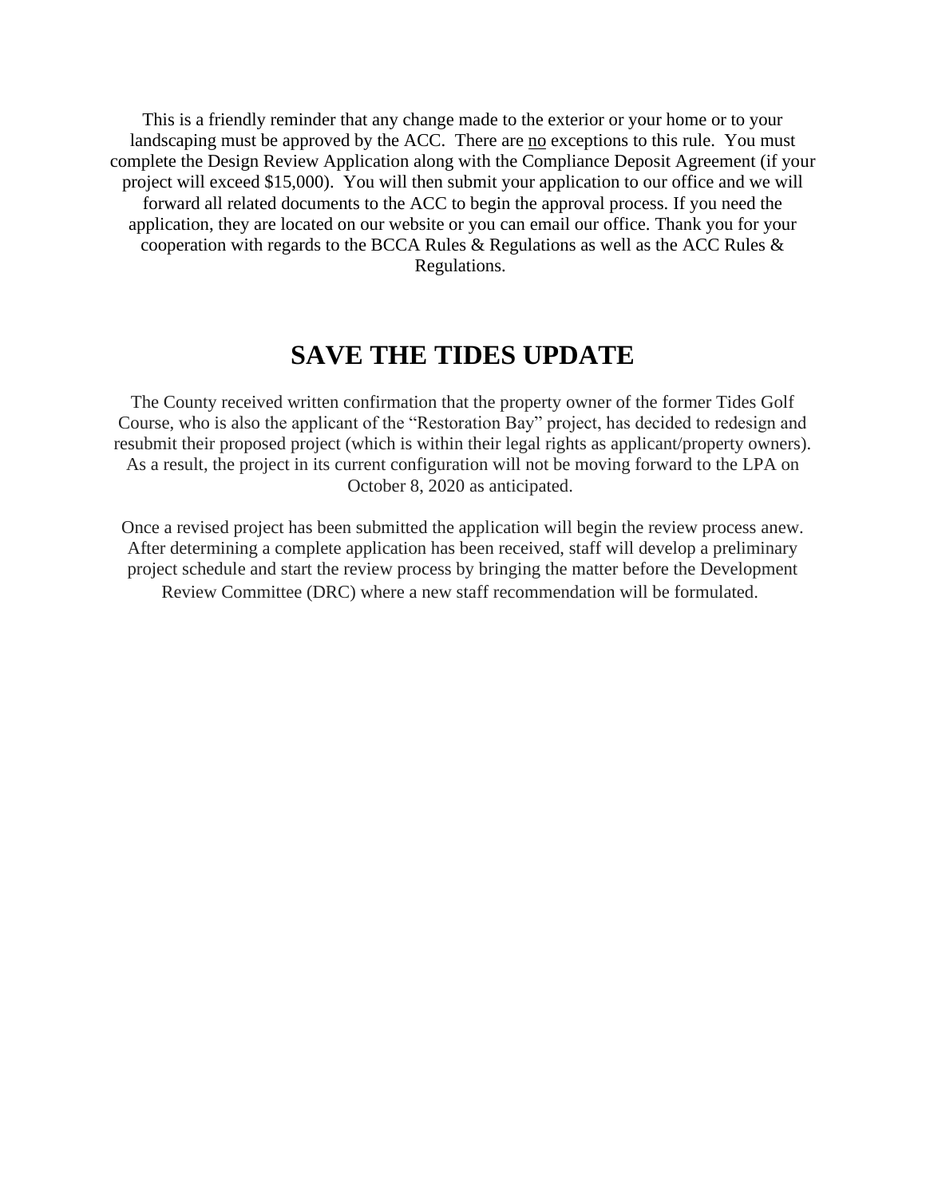This is a friendly reminder that any change made to the exterior or your home or to your landscaping must be approved by the ACC. There are no exceptions to this rule. You must complete the Design Review Application along with the Compliance Deposit Agreement (if your project will exceed $15,000). You will then submit your application to our office and we will forward all related documents to the ACC to begin the approval process. If you need the application, they are located on our website or you can email our office. Thank you for your cooperation with regards to the BCCA Rules & Regulations as well as the ACC Rules & Regulations.

## SAVE THE TIDES UPDATE

The County received written confirmation that the property owner of the former Tides Golf Course, who is also the applicant of the "Restoration Bay" project, has decided to redesign and resubmit their proposed project (which is within their legal rights as applicant/property owners). As a result, the project in its current configuration will not be moving forward to the LPA on October 8, 2020 as anticipated.

Once a revised project has been submitted the application will begin the review process anew. After determining a complete application has been received, staff will develop a preliminary project schedule and start the review process by bringing the matter before the Development Review Committee (DRC) where a new staff recommendation will be formulated.